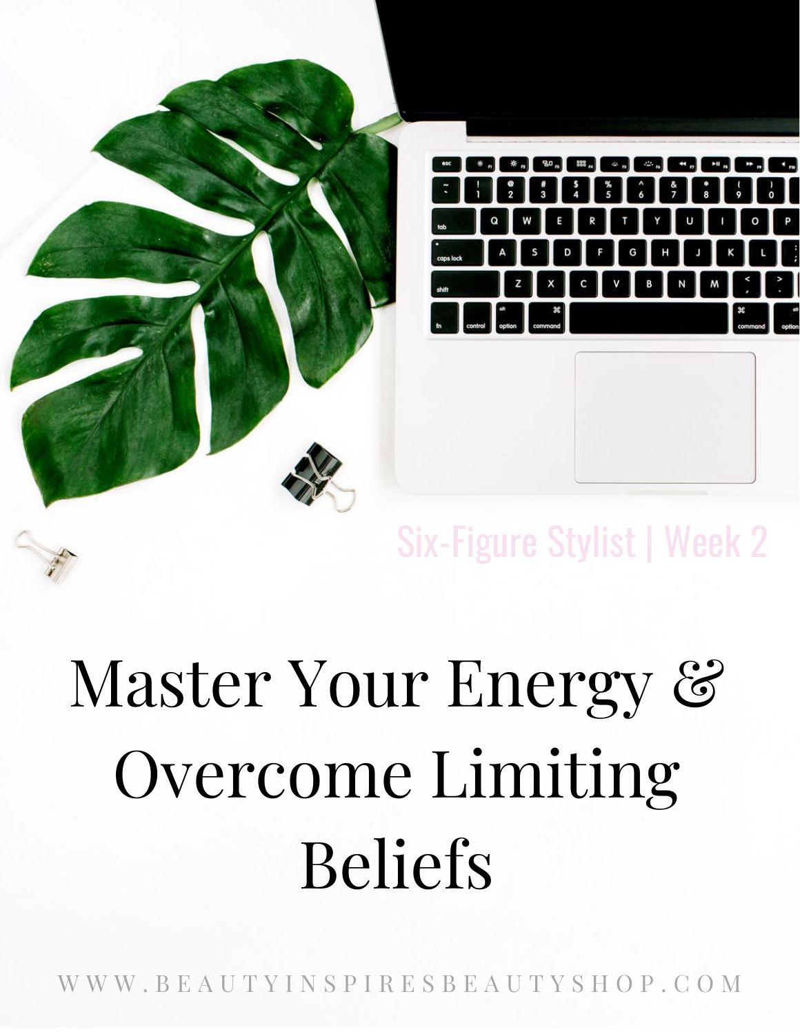Six-Figure Stylist | Week 2

# Master Your Energy & Overcome Limiting Beliefs

WWW.BEAUTYINSPIRESBEAUTYSHOP.COM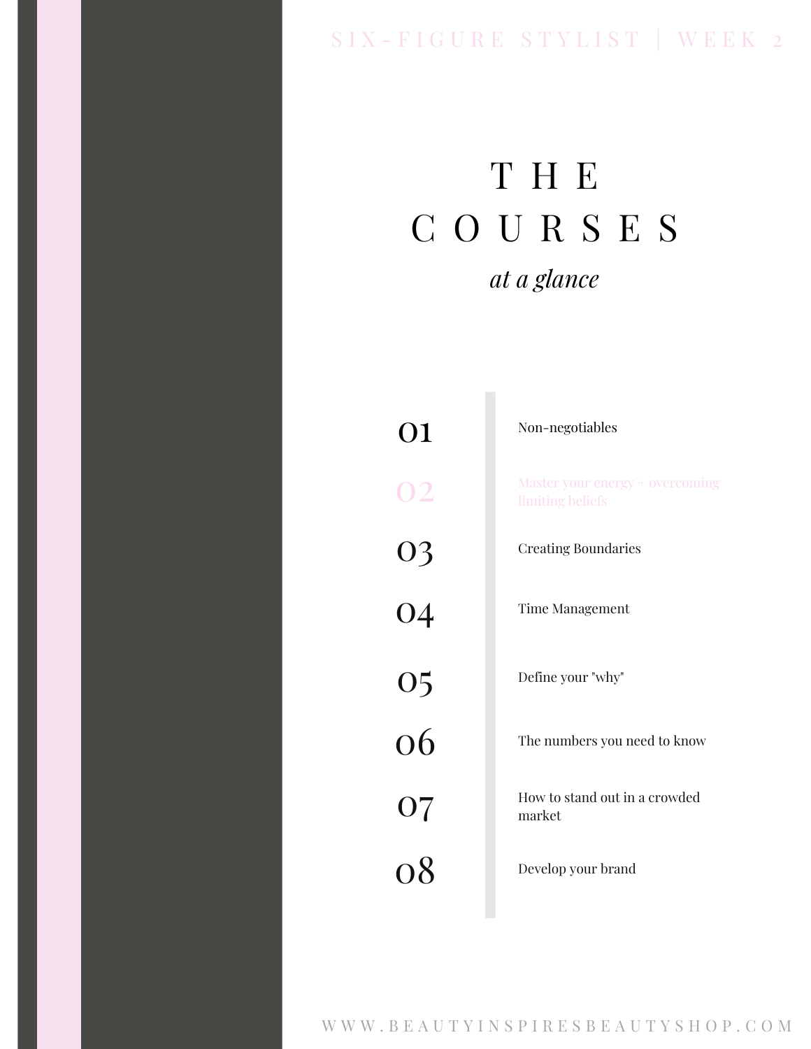# THE COURSES

*at a glance*

| | |
|---|---|
| 01 | Non-negotiables |
| 02 | Master your energy + overcoming limiting beliefs |
| 03 | Creating Boundaries |
| 04 | Time Management |
| 05 | Define your "why" |
| 06 | The numbers you need to know |
| 07 | How to stand out in a crowded market |
| 08 | Develop your brand |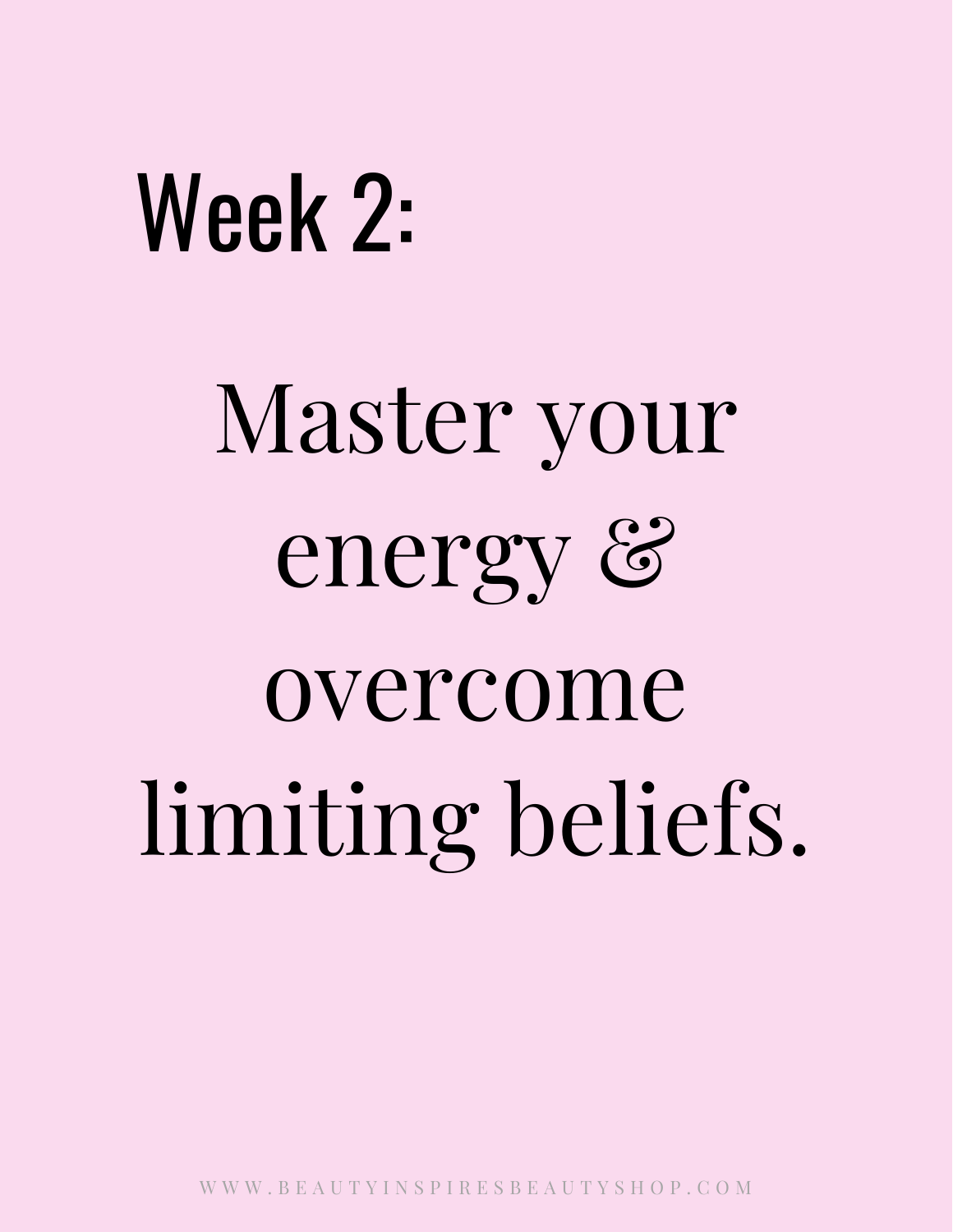# Week 2:

## Master your energy & overcome limiting beliefs.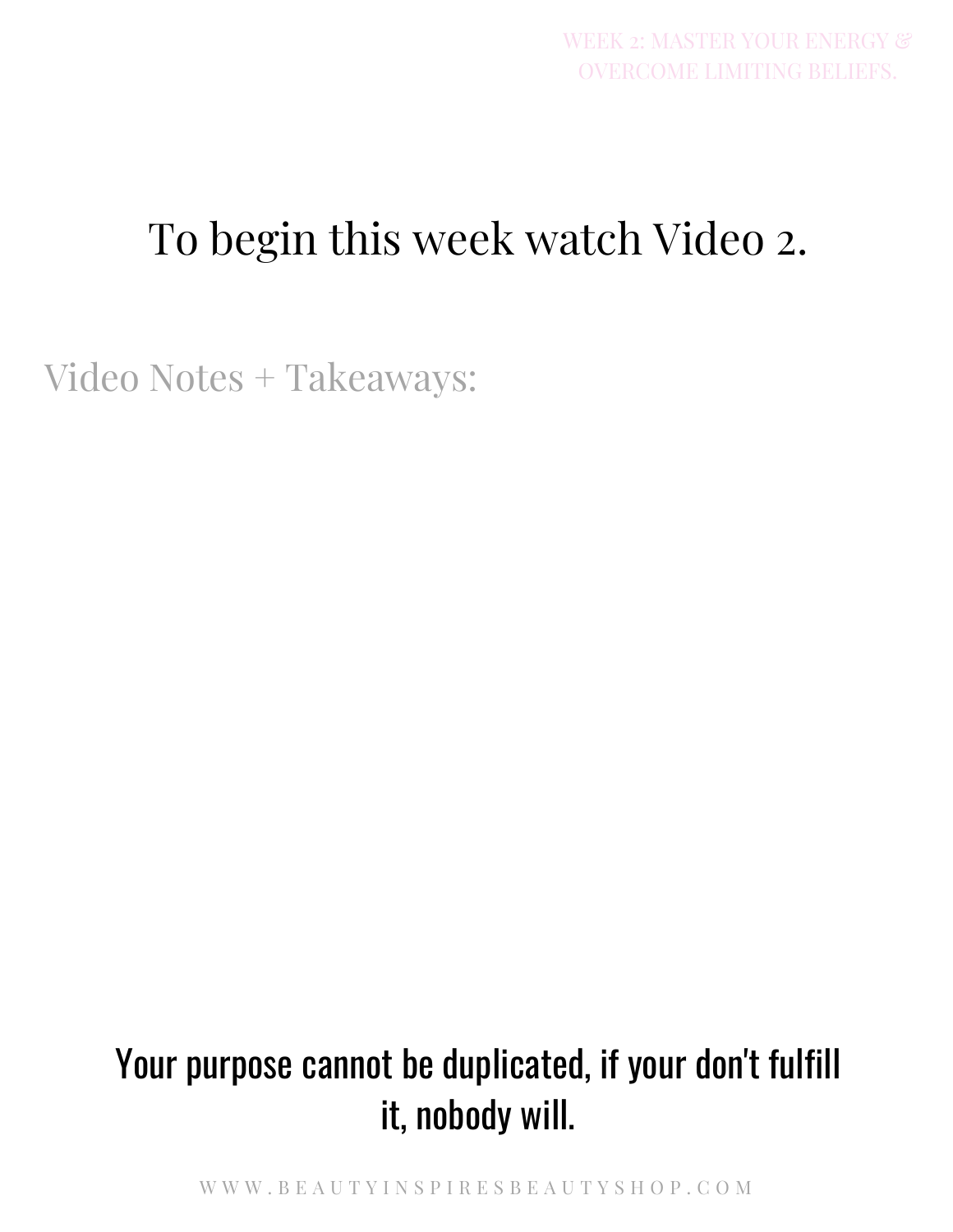## To begin this week watch Video 2.

Video Notes + Takeaways:

**Your purpose cannot be duplicated, if your don't fulfill it, nobody will.**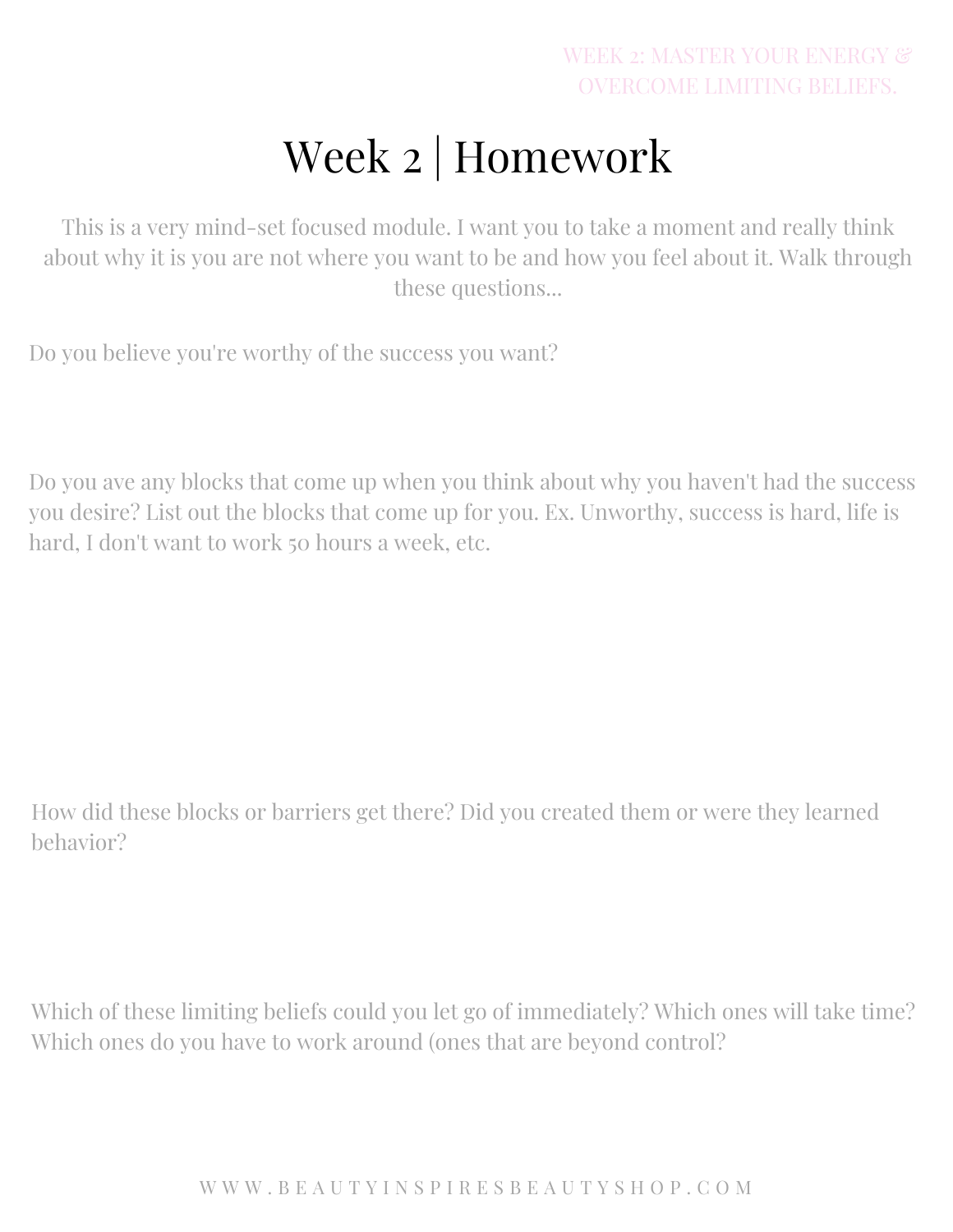# Week 2 | Homework

This is a very mind-set focused module. I want you to take a moment and really think about why it is you are not where you want to be and how you feel about it. Walk through these questions...

Do you believe you're worthy of the success you want?

Do you ave any blocks that come up when you think about why you haven't had the success you desire? List out the blocks that come up for you. Ex. Unworthy, success is hard, life is hard, I don't want to work 50 hours a week, etc.

How did these blocks or barriers get there? Did you created them or were they learned behavior?

Which of these limiting beliefs could you let go of immediately? Which ones will take time? Which ones do you have to work around (ones that are beyond control?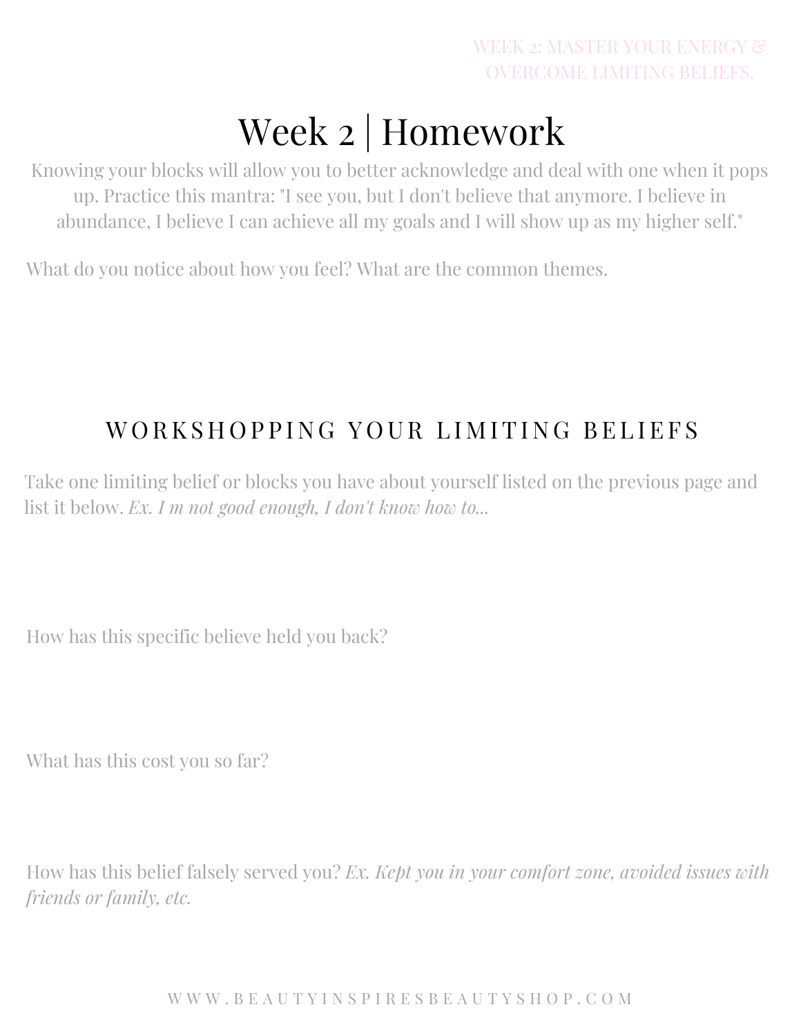# Week 2 | Homework

Knowing your blocks will allow you to better acknowledge and deal with one when it pops up. Practice this mantra: "I see you, but I don't believe that anymore. I believe in abundance, I believe I can achieve all my goals and I will show up as my higher self."

What do you notice about how you feel? What are the common themes.

## WORKSHOPPING YOUR LIMITING BELIEFS

Take one limiting belief or blocks you have about yourself listed on the previous page and list it below. *Ex. I m not good enough, I don't know how to...*

How has this specific believe held you back?

What has this cost you so far?

How has this belief falsely served you? *Ex. Kept you in your comfort zone, avoided issues with friends or family, etc.*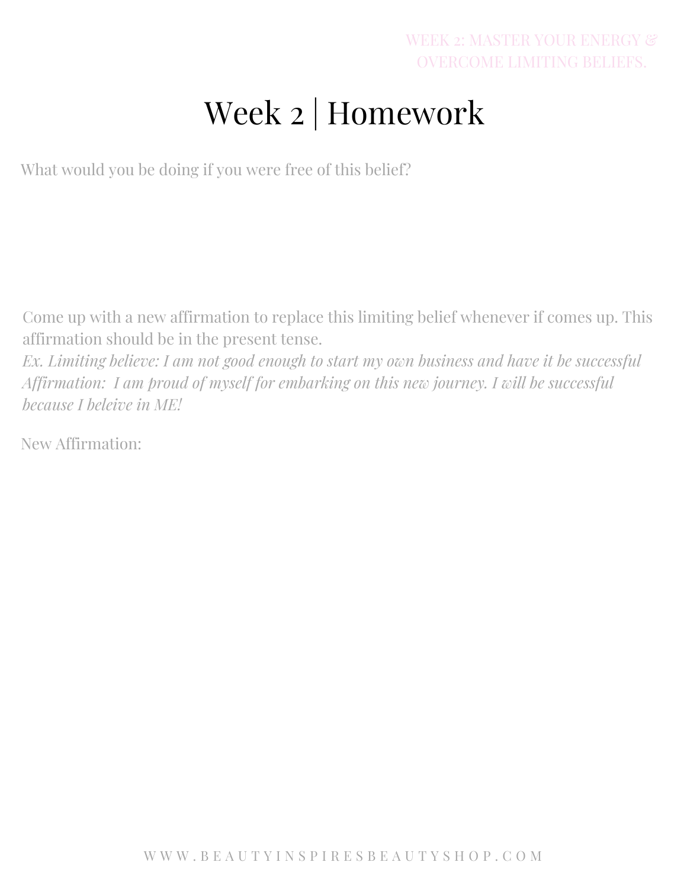# Week 2 | Homework

What would you be doing if you were free of this belief?

Come up with a new affirmation to replace this limiting belief whenever if comes up. This affirmation should be in the present tense.
*Ex. Limiting believe: I am not good enough to start my own business and have it be successful*
*Affirmation: I am proud of myself for embarking on this new journey. I will be successful because I beleive in ME!*

New Affirmation: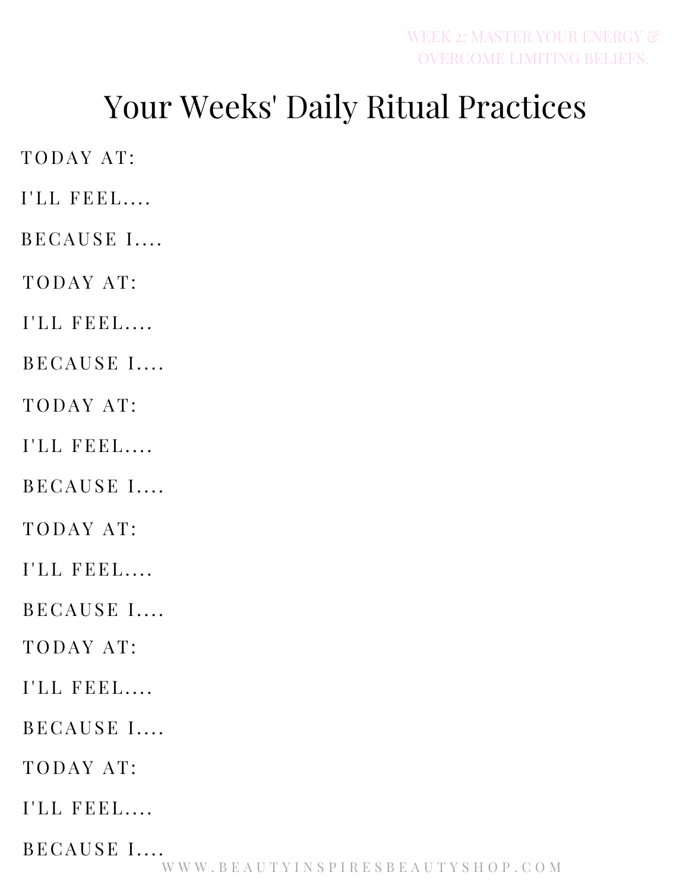WEEK 2: MASTER YOUR ENERGY & OVERCOME LIMITING BELIEFS.

# Your Weeks' Daily Ritual Practices

TODAY AT:

I'LL FEEL....

BECAUSE I....

TODAY AT:

I'LL FEEL....

BECAUSE I....

TODAY AT:

I'LL FEEL....

BECAUSE I....

TODAY AT:

I'LL FEEL....

BECAUSE I....

TODAY AT:

I'LL FEEL....

BECAUSE I....

TODAY AT:

I'LL FEEL....

BECAUSE I....

WWW.BEAUTYINSPIRESBEAUTYSHOP.COM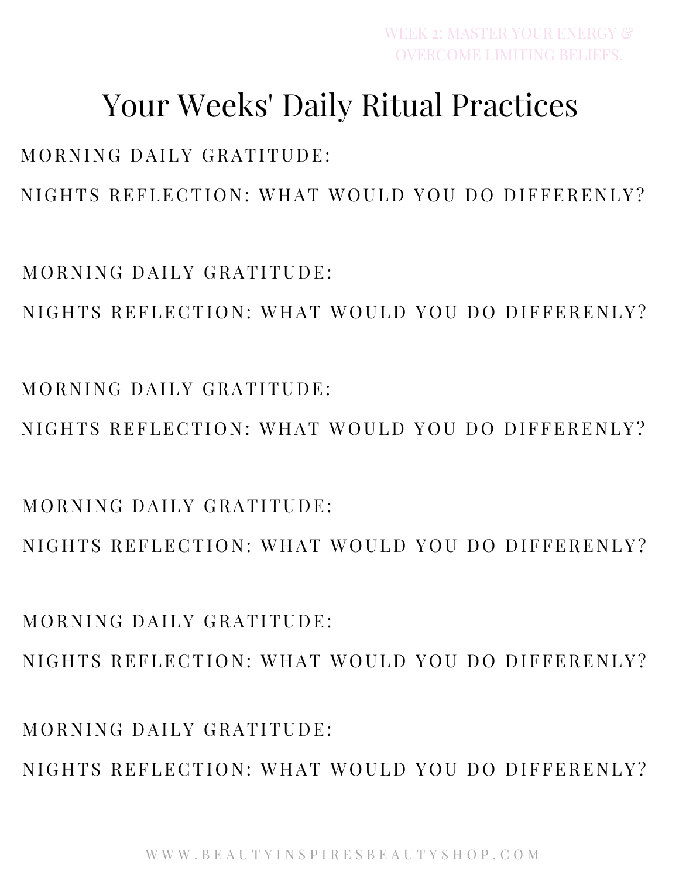WEEK 2: MASTER YOUR ENERGY & OVERCOME LIMITING BELIEFS.

# Your Weeks' Daily Ritual Practices

MORNING DAILY GRATITUDE:

NIGHTS REFLECTION: WHAT WOULD YOU DO DIFFERENLY?

MORNING DAILY GRATITUDE:

NIGHTS REFLECTION: WHAT WOULD YOU DO DIFFERENLY?

MORNING DAILY GRATITUDE:

NIGHTS REFLECTION: WHAT WOULD YOU DO DIFFERENLY?

MORNING DAILY GRATITUDE:

NIGHTS REFLECTION: WHAT WOULD YOU DO DIFFERENLY?

MORNING DAILY GRATITUDE:

NIGHTS REFLECTION: WHAT WOULD YOU DO DIFFERENLY?

MORNING DAILY GRATITUDE:

NIGHTS REFLECTION: WHAT WOULD YOU DO DIFFERENLY?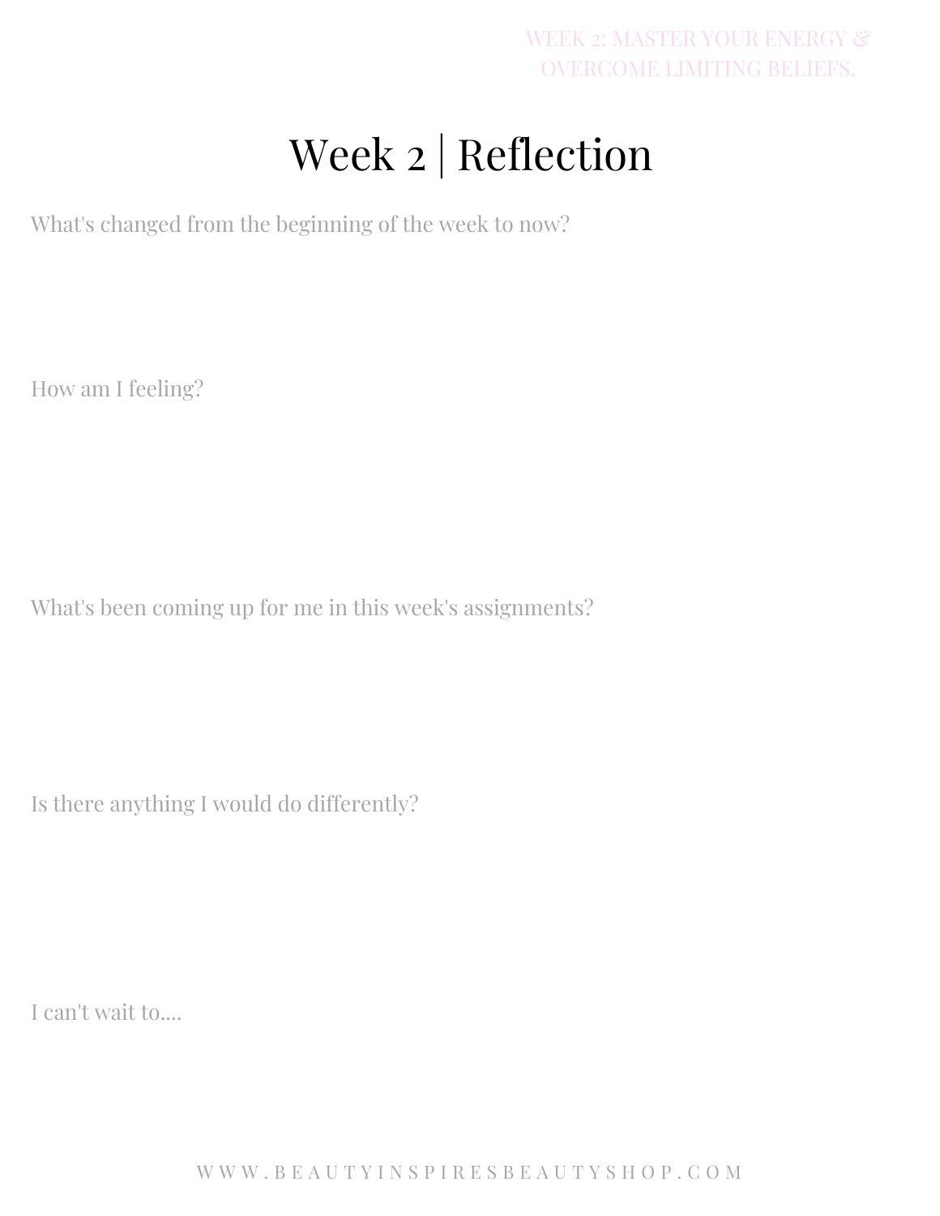# Week 2 | Reflection

What's changed from the beginning of the week to now?

How am I feeling?

What's been coming up for me in this week's assignments?

Is there anything I would do differently?

I can't wait to....